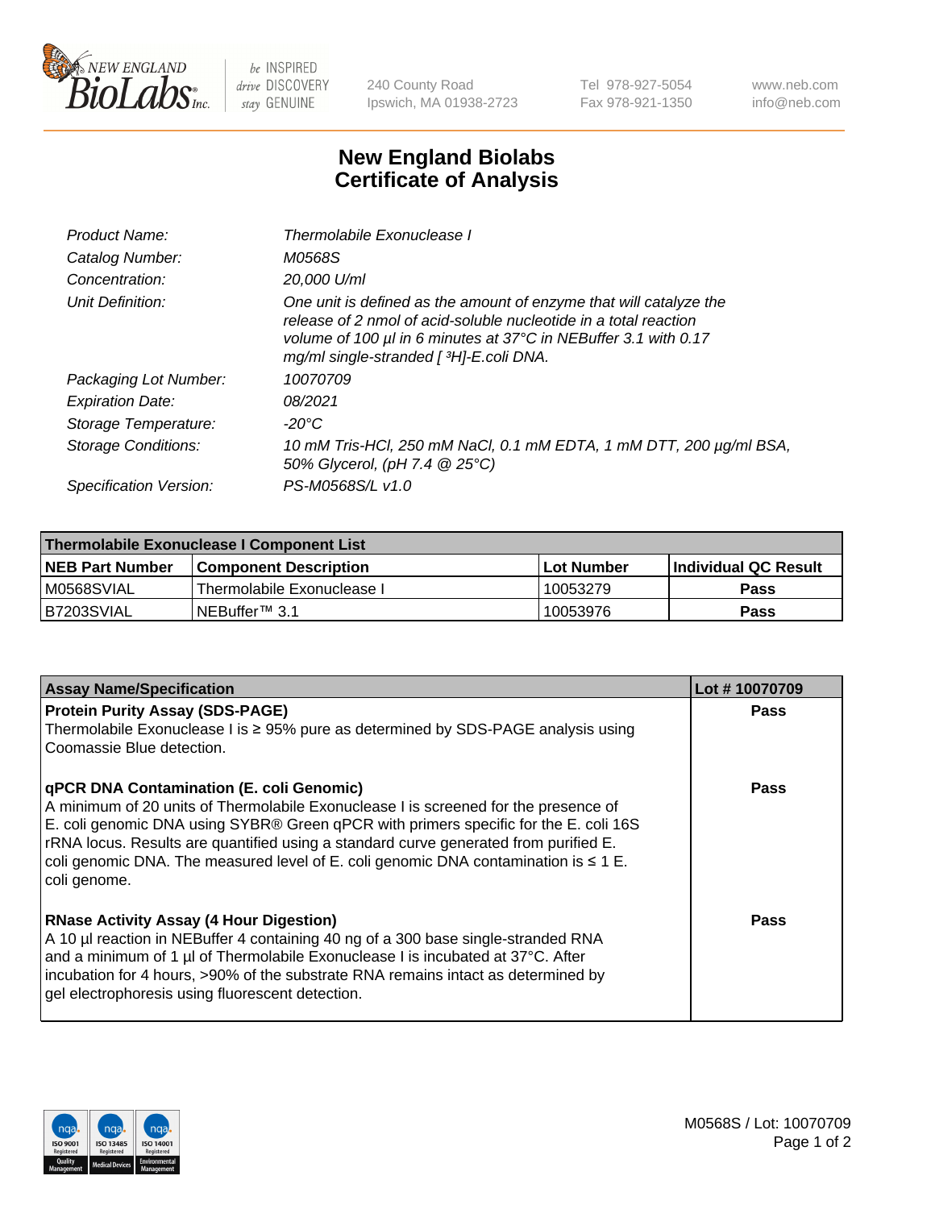240 County Road
Ipswich, MA 01938-2723

Tel 978-927-5054
Fax 978-921-1350

www.neb.com
info@neb.com

# New England Biolabs
# Certificate of Analysis

| | |
|---|---|
| *Product Name:* | *Thermolabile Exonuclease I* |
| *Catalog Number:* | *M0568S* |
| *Concentration:* | *20,000 U/ml* |
| *Unit Definition:* | *One unit is defined as the amount of enzyme that will catalyze the release of 2 nmol of acid-soluble nucleotide in a total reaction volume of 100 µl in 6 minutes at 37°C in NEBuffer 3.1 with 0.17 mg/ml single-stranded [ $^3$H]-E.coli DNA.* |
| *Packaging Lot Number:* | *10070709* |
| *Expiration Date:* | *08/2021* |
| *Storage Temperature:* | *-20°C* |
| *Storage Conditions:* | *10 mM Tris-HCl, 250 mM NaCl, 0.1 mM EDTA, 1 mM DTT, 200 µg/ml BSA, 50% Glycerol, (pH 7.4 @ 25°C)* |
| *Specification Version:* | *PS-M0568S/L v1.0* |

| Thermolabile Exonuclease I Component List | | | |
|---|---|---|---|
| **NEB Part Number** | **Component Description** | **Lot Number** | **Individual QC Result** |
| M0568SVIAL | Thermolabile Exonuclease I | 10053279 | **Pass** |
| B7203SVIAL | NEBuffer™ 3.1 | 10053976 | **Pass** |

| Assay Name/Specification | Lot # 10070709 |
|---|---|
| **Protein Purity Assay (SDS-PAGE)**<br>Thermolabile Exonuclease I is ≥ 95% pure as determined by SDS-PAGE analysis using Coomassie Blue detection. | **Pass** |
| **qPCR DNA Contamination (E. coli Genomic)**<br>A minimum of 20 units of Thermolabile Exonuclease I is screened for the presence of E. coli genomic DNA using SYBR® Green qPCR with primers specific for the E. coli 16S rRNA locus. Results are quantified using a standard curve generated from purified E. coli genomic DNA. The measured level of E. coli genomic DNA contamination is ≤ 1 E. coli genome. | **Pass** |
| **RNase Activity Assay (4 Hour Digestion)**<br>A 10 µl reaction in NEBuffer 4 containing 40 ng of a 300 base single-stranded RNA and a minimum of 1 µl of Thermolabile Exonuclease I is incubated at 37°C. After incubation for 4 hours, >90% of the substrate RNA remains intact as determined by gel electrophoresis using fluorescent detection. | **Pass** |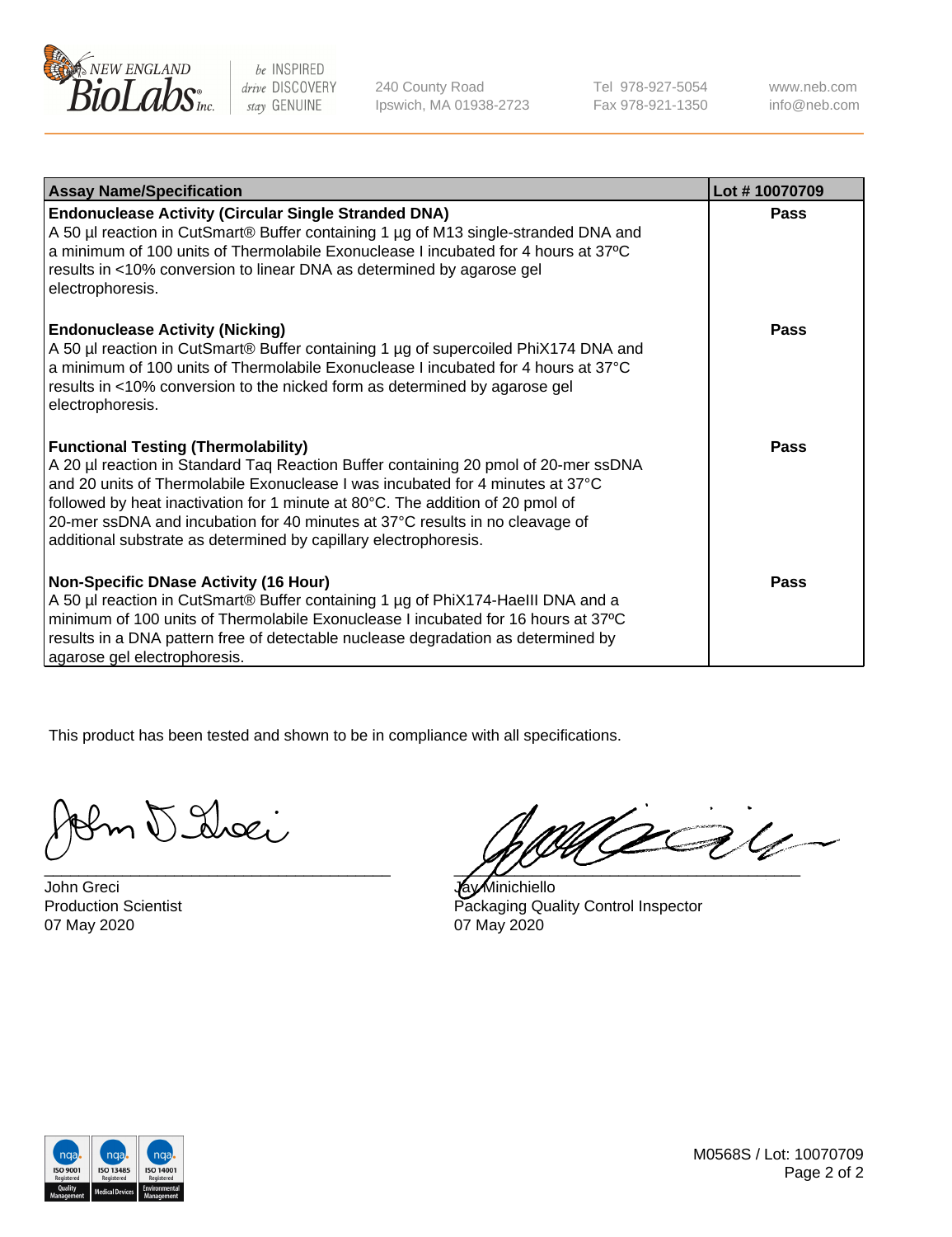| Assay Name/Specification | Lot # 10070709 |
| --- | --- |
| **Endonuclease Activity (Circular Single Stranded DNA)** A 50 µl reaction in CutSmart® Buffer containing 1 µg of M13 single-stranded DNA and a minimum of 100 units of Thermolabile Exonuclease I incubated for 4 hours at 37ºC results in <10% conversion to linear DNA as determined by agarose gel electrophoresis. | Pass |
| **Endonuclease Activity (Nicking)** A 50 µl reaction in CutSmart® Buffer containing 1 µg of supercoiled PhiX174 DNA and a minimum of 100 units of Thermolabile Exonuclease I incubated for 4 hours at 37°C results in <10% conversion to the nicked form as determined by agarose gel electrophoresis. | Pass |
| **Functional Testing (Thermolability)** A 20 µl reaction in Standard Taq Reaction Buffer containing 20 pmol of 20-mer ssDNA and 20 units of Thermolabile Exonuclease I was incubated for 4 minutes at 37°C followed by heat inactivation for 1 minute at 80°C. The addition of 20 pmol of 20-mer ssDNA and incubation for 40 minutes at 37°C results in no cleavage of additional substrate as determined by capillary electrophoresis. | Pass |
| **Non-Specific DNase Activity (16 Hour)** A 50 µl reaction in CutSmart® Buffer containing 1 µg of PhiX174-HaeIII DNA and a minimum of 100 units of Thermolabile Exonuclease I incubated for 16 hours at 37ºC results in a DNA pattern free of detectable nuclease degradation as determined by agarose gel electrophoresis. | Pass |

This product has been tested and shown to be in compliance with all specifications.

John Greci
Production Scientist
07 May 2020

Jay Minichiello
Packaging Quality Control Inspector
07 May 2020

M0568S / Lot: 10070709